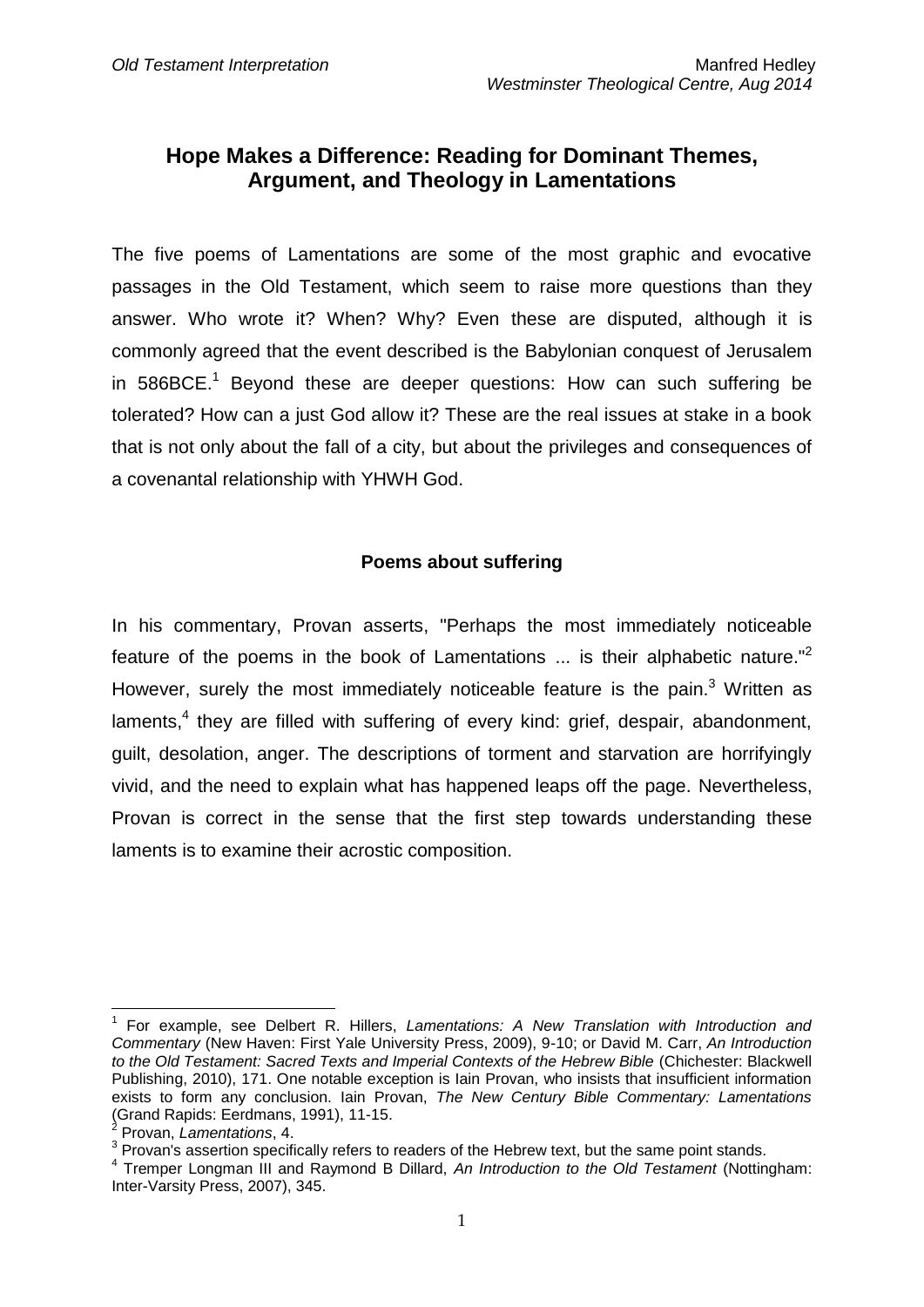# Hope Makes a Difference: Reading for Dominant Themes, Argument, and Theology in Lamentations

The five poems of Lamentations are some of the most graphic and evocative passages in the Old Testament, which seem to raise more questions than they answer. Who wrote it? When? Why? Even these are disputed, although it is commonly agreed that the event described is the Babylonian conquest of Jerusalem in 586BCE.[1] Beyond these are deeper questions: How can such suffering be tolerated? How can a just God allow it? These are the real issues at stake in a book that is not only about the fall of a city, but about the privileges and consequences of a covenantal relationship with YHWH God.

## Poems about suffering

In his commentary, Provan asserts, "Perhaps the most immediately noticeable feature of the poems in the book of Lamentations ... is their alphabetic nature."[2] However, surely the most immediately noticeable feature is the pain.[3] Written as laments,[4] they are filled with suffering of every kind: grief, despair, abandonment, guilt, desolation, anger. The descriptions of torment and starvation are horrifyingly vivid, and the need to explain what has happened leaps off the page. Nevertheless, Provan is correct in the sense that the first step towards understanding these laments is to examine their acrostic composition.

---

[1] For example, see Delbert R. Hillers, *Lamentations: A New Translation with Introduction and Commentary* (New Haven: First Yale University Press, 2009), 9-10; or David M. Carr, *An Introduction to the Old Testament: Sacred Texts and Imperial Contexts of the Hebrew Bible* (Chichester: Blackwell Publishing, 2010), 171. One notable exception is Iain Provan, who insists that insufficient information exists to form any conclusion. Iain Provan, *The New Century Bible Commentary: Lamentations* (Grand Rapids: Eerdmans, 1991), 11-15.

[2] Provan, *Lamentations*, 4.

[3] Provan's assertion specifically refers to readers of the Hebrew text, but the same point stands.

[4] Tremper Longman III and Raymond B Dillard, *An Introduction to the Old Testament* (Nottingham: Inter-Varsity Press, 2007), 345.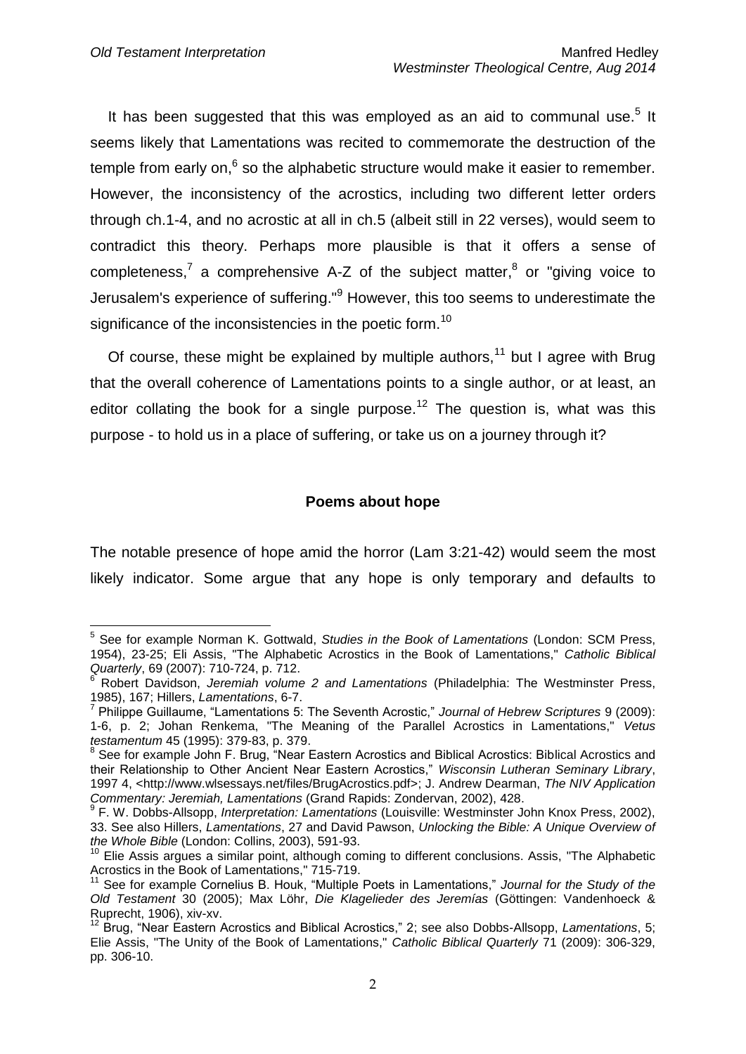It has been suggested that this was employed as an aid to communal use.[5] It seems likely that Lamentations was recited to commemorate the destruction of the temple from early on,[6] so the alphabetic structure would make it easier to remember. However, the inconsistency of the acrostics, including two different letter orders through ch.1-4, and no acrostic at all in ch.5 (albeit still in 22 verses), would seem to contradict this theory. Perhaps more plausible is that it offers a sense of completeness,[7] a comprehensive A-Z of the subject matter,[8] or "giving voice to Jerusalem's experience of suffering."[9] However, this too seems to underestimate the significance of the inconsistencies in the poetic form.[10]

Of course, these might be explained by multiple authors,[11] but I agree with Brug that the overall coherence of Lamentations points to a single author, or at least, an editor collating the book for a single purpose.[12] The question is, what was this purpose - to hold us in a place of suffering, or take us on a journey through it?

### Poems about hope

The notable presence of hope amid the horror (Lam 3:21-42) would seem the most likely indicator. Some argue that any hope is only temporary and defaults to

---

[5] See for example Norman K. Gottwald, *Studies in the Book of Lamentations* (London: SCM Press, 1954), 23-25; Eli Assis, "The Alphabetic Acrostics in the Book of Lamentations," *Catholic Biblical Quarterly*, 69 (2007): 710-724, p. 712.

[6] Robert Davidson, *Jeremiah volume 2 and Lamentations* (Philadelphia: The Westminster Press, 1985), 167; Hillers, *Lamentations*, 6-7.

[7] Philippe Guillaume, "Lamentations 5: The Seventh Acrostic," *Journal of Hebrew Scriptures* 9 (2009): 1-6, p. 2; Johan Renkema, "The Meaning of the Parallel Acrostics in Lamentations," *Vetus testamentum* 45 (1995): 379-83, p. 379.

[8] See for example John F. Brug, "Near Eastern Acrostics and Biblical Acrostics: Biblical Acrostics and their Relationship to Other Ancient Near Eastern Acrostics," *Wisconsin Lutheran Seminary Library*, 1997 4, <http://www.wlsessays.net/files/BrugAcrostics.pdf>; J. Andrew Dearman, *The NIV Application Commentary: Jeremiah, Lamentations* (Grand Rapids: Zondervan, 2002), 428.

[9] F. W. Dobbs-Allsopp, *Interpretation: Lamentations* (Louisville: Westminster John Knox Press, 2002), 33. See also Hillers, *Lamentations*, 27 and David Pawson, *Unlocking the Bible: A Unique Overview of the Whole Bible* (London: Collins, 2003), 591-93.

[10] Elie Assis argues a similar point, although coming to different conclusions. Assis, "The Alphabetic Acrostics in the Book of Lamentations," 715-719.

[11] See for example Cornelius B. Houk, "Multiple Poets in Lamentations," *Journal for the Study of the Old Testament* 30 (2005); Max Löhr, *Die Klagelieder des Jeremías* (Göttingen: Vandenhoeck & Ruprecht, 1906), xiv-xv.

[12] Brug, "Near Eastern Acrostics and Biblical Acrostics," 2; see also Dobbs-Allsopp, *Lamentations*, 5; Elie Assis, "The Unity of the Book of Lamentations," *Catholic Biblical Quarterly* 71 (2009): 306-329, pp. 306-10.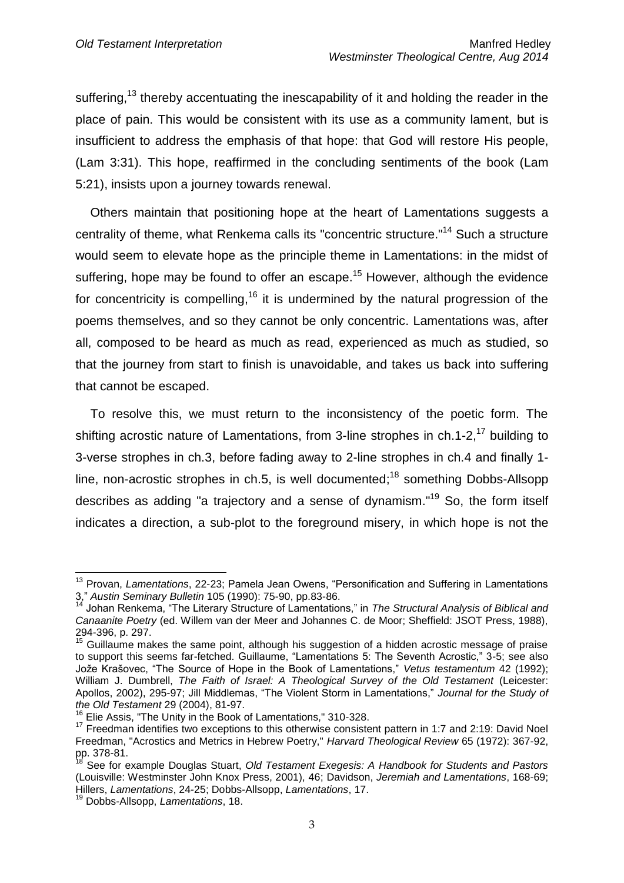suffering,[13] thereby accentuating the inescapability of it and holding the reader in the place of pain. This would be consistent with its use as a community lament, but is insufficient to address the emphasis of that hope: that God will restore His people, (Lam 3:31). This hope, reaffirmed in the concluding sentiments of the book (Lam 5:21), insists upon a journey towards renewal.

Others maintain that positioning hope at the heart of Lamentations suggests a centrality of theme, what Renkema calls its "concentric structure."[14] Such a structure would seem to elevate hope as the principle theme in Lamentations: in the midst of suffering, hope may be found to offer an escape.[15] However, although the evidence for concentricity is compelling,[16] it is undermined by the natural progression of the poems themselves, and so they cannot be only concentric. Lamentations was, after all, composed to be heard as much as read, experienced as much as studied, so that the journey from start to finish is unavoidable, and takes us back into suffering that cannot be escaped.

To resolve this, we must return to the inconsistency of the poetic form. The shifting acrostic nature of Lamentations, from 3-line strophes in ch.1-2,[17] building to 3-verse strophes in ch.3, before fading away to 2-line strophes in ch.4 and finally 1-line, non-acrostic strophes in ch.5, is well documented;[18] something Dobbs-Allsopp describes as adding "a trajectory and a sense of dynamism."[19] So, the form itself indicates a direction, a sub-plot to the foreground misery, in which hope is not the

---

[13] Provan, *Lamentations*, 22-23; Pamela Jean Owens, "Personification and Suffering in Lamentations 3," *Austin Seminary Bulletin* 105 (1990): 75-90, pp.83-86.

[14] Johan Renkema, "The Literary Structure of Lamentations," in *The Structural Analysis of Biblical and Canaanite Poetry* (ed. Willem van der Meer and Johannes C. de Moor; Sheffield: JSOT Press, 1988), 294-396, p. 297.

[15] Guillaume makes the same point, although his suggestion of a hidden acrostic message of praise to support this seems far-fetched. Guillaume, "Lamentations 5: The Seventh Acrostic," 3-5; see also Jože Krašovec, "The Source of Hope in the Book of Lamentations," *Vetus testamentum* 42 (1992); William J. Dumbrell, *The Faith of Israel: A Theological Survey of the Old Testament* (Leicester: Apollos, 2002), 295-97; Jill Middlemas, "The Violent Storm in Lamentations," *Journal for the Study of the Old Testament* 29 (2004), 81-97.

[16] Elie Assis, "The Unity in the Book of Lamentations," 310-328.

[17] Freedman identifies two exceptions to this otherwise consistent pattern in 1:7 and 2:19: David Noel Freedman, "Acrostics and Metrics in Hebrew Poetry," *Harvard Theological Review* 65 (1972): 367-92, pp. 378-81.

[18] See for example Douglas Stuart, *Old Testament Exegesis: A Handbook for Students and Pastors* (Louisville: Westminster John Knox Press, 2001), 46; Davidson, *Jeremiah and Lamentations*, 168-69; Hillers, *Lamentations*, 24-25; Dobbs-Allsopp, *Lamentations*, 17.

[19] Dobbs-Allsopp, *Lamentations*, 18.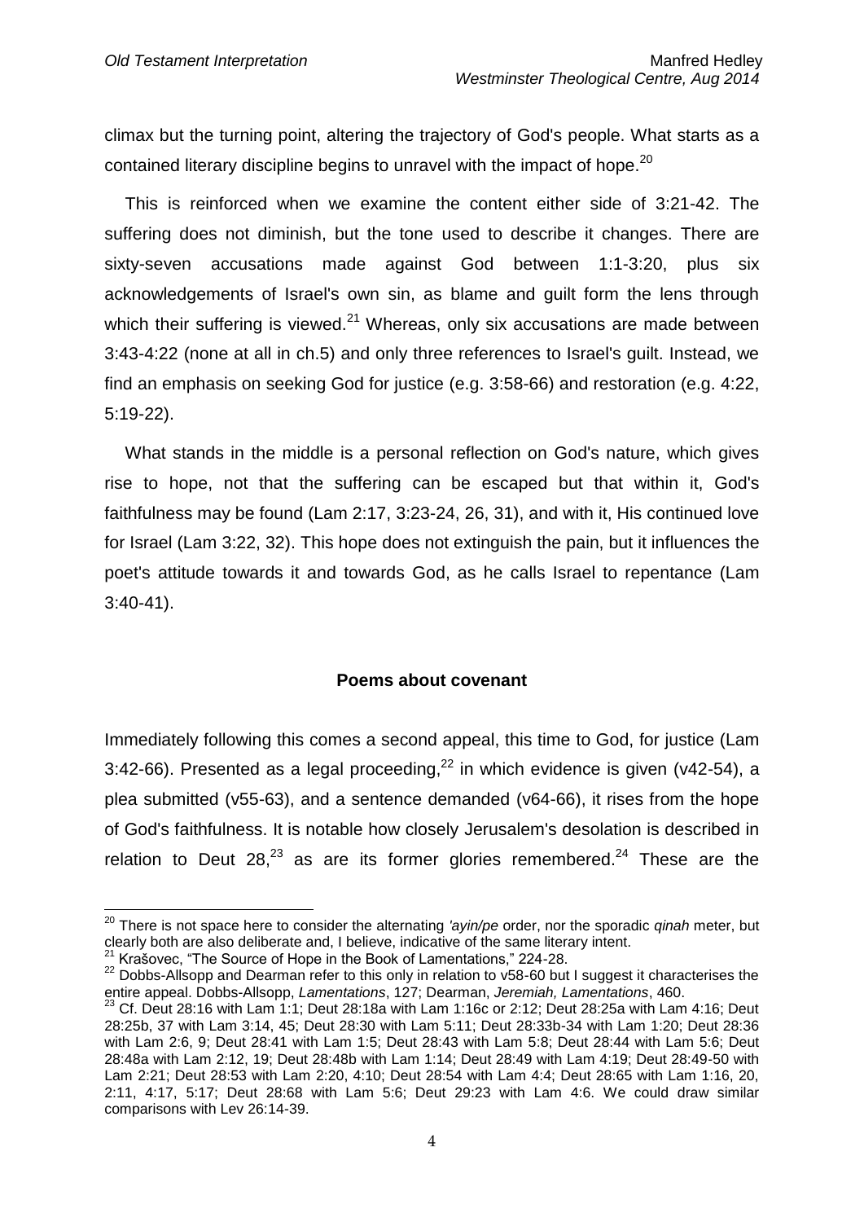climax but the turning point, altering the trajectory of God's people. What starts as a contained literary discipline begins to unravel with the impact of hope.[20]

This is reinforced when we examine the content either side of 3:21-42. The suffering does not diminish, but the tone used to describe it changes. There are sixty-seven accusations made against God between 1:1-3:20, plus six acknowledgements of Israel's own sin, as blame and guilt form the lens through which their suffering is viewed.[21] Whereas, only six accusations are made between 3:43-4:22 (none at all in ch.5) and only three references to Israel's guilt. Instead, we find an emphasis on seeking God for justice (e.g. 3:58-66) and restoration (e.g. 4:22, 5:19-22).

What stands in the middle is a personal reflection on God's nature, which gives rise to hope, not that the suffering can be escaped but that within it, God's faithfulness may be found (Lam 2:17, 3:23-24, 26, 31), and with it, His continued love for Israel (Lam 3:22, 32). This hope does not extinguish the pain, but it influences the poet's attitude towards it and towards God, as he calls Israel to repentance (Lam 3:40-41).

### Poems about covenant

Immediately following this comes a second appeal, this time to God, for justice (Lam 3:42-66). Presented as a legal proceeding,[22] in which evidence is given (v42-54), a plea submitted (v55-63), and a sentence demanded (v64-66), it rises from the hope of God's faithfulness. It is notable how closely Jerusalem's desolation is described in relation to Deut 28,[23] as are its former glories remembered.[24] These are the

---

[20] There is not space here to consider the alternating *'ayin/pe* order, nor the sporadic *qinah* meter, but clearly both are also deliberate and, I believe, indicative of the same literary intent.

[21] Krašovec, "The Source of Hope in the Book of Lamentations," 224-28.

[22] Dobbs-Allsopp and Dearman refer to this only in relation to v58-60 but I suggest it characterises the entire appeal. Dobbs-Allsopp, *Lamentations*, 127; Dearman, *Jeremiah, Lamentations*, 460.

[23] Cf. Deut 28:16 with Lam 1:1; Deut 28:18a with Lam 1:16c or 2:12; Deut 28:25a with Lam 4:16; Deut 28:25b, 37 with Lam 3:14, 45; Deut 28:30 with Lam 5:11; Deut 28:33b-34 with Lam 1:20; Deut 28:36 with Lam 2:6, 9; Deut 28:41 with Lam 1:5; Deut 28:43 with Lam 5:8; Deut 28:44 with Lam 5:6; Deut 28:48a with Lam 2:12, 19; Deut 28:48b with Lam 1:14; Deut 28:49 with Lam 4:19; Deut 28:49-50 with Lam 2:21; Deut 28:53 with Lam 2:20, 4:10; Deut 28:54 with Lam 4:4; Deut 28:65 with Lam 1:16, 20, 2:11, 4:17, 5:17; Deut 28:68 with Lam 5:6; Deut 29:23 with Lam 4:6. We could draw similar comparisons with Lev 26:14-39.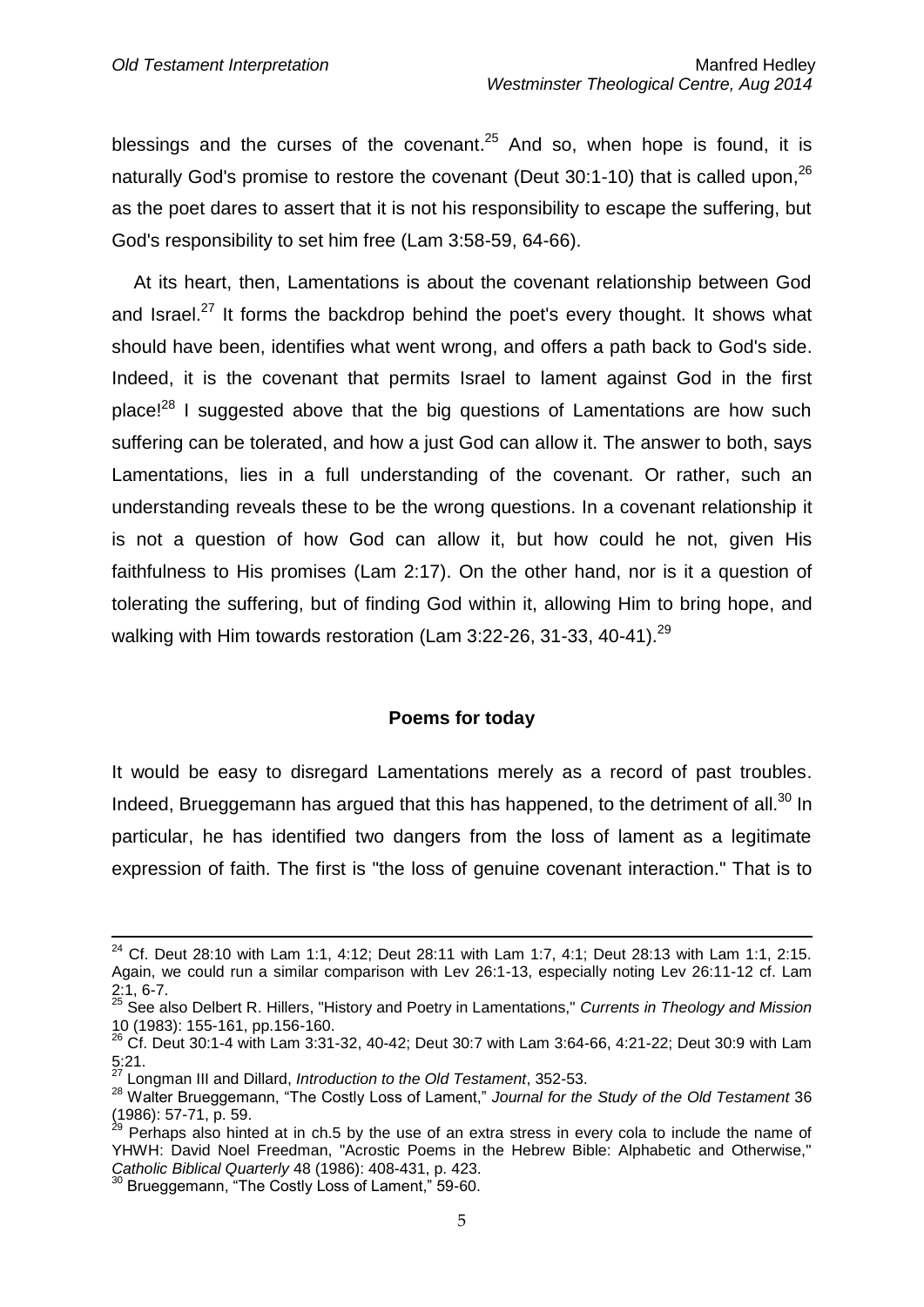blessings and the curses of the covenant.[25] And so, when hope is found, it is naturally God's promise to restore the covenant (Deut 30:1-10) that is called upon,[26] as the poet dares to assert that it is not his responsibility to escape the suffering, but God's responsibility to set him free (Lam 3:58-59, 64-66).

At its heart, then, Lamentations is about the covenant relationship between God and Israel.[27] It forms the backdrop behind the poet's every thought. It shows what should have been, identifies what went wrong, and offers a path back to God's side. Indeed, it is the covenant that permits Israel to lament against God in the first place![28] I suggested above that the big questions of Lamentations are how such suffering can be tolerated, and how a just God can allow it. The answer to both, says Lamentations, lies in a full understanding of the covenant. Or rather, such an understanding reveals these to be the wrong questions. In a covenant relationship it is not a question of how God can allow it, but how could he not, given His faithfulness to His promises (Lam 2:17). On the other hand, nor is it a question of tolerating the suffering, but of finding God within it, allowing Him to bring hope, and walking with Him towards restoration (Lam 3:22-26, 31-33, 40-41).[29]

## Poems for today

It would be easy to disregard Lamentations merely as a record of past troubles. Indeed, Brueggemann has argued that this has happened, to the detriment of all.[30] In particular, he has identified two dangers from the loss of lament as a legitimate expression of faith. The first is "the loss of genuine covenant interaction." That is to

---

[24] Cf. Deut 28:10 with Lam 1:1, 4:12; Deut 28:11 with Lam 1:7, 4:1; Deut 28:13 with Lam 1:1, 2:15. Again, we could run a similar comparison with Lev 26:1-13, especially noting Lev 26:11-12 cf. Lam 2:1, 6-7.

[25] See also Delbert R. Hillers, "History and Poetry in Lamentations," *Currents in Theology and Mission* 10 (1983): 155-161, pp.156-160.

[26] Cf. Deut 30:1-4 with Lam 3:31-32, 40-42; Deut 30:7 with Lam 3:64-66, 4:21-22; Deut 30:9 with Lam 5:21.

[27] Longman III and Dillard, *Introduction to the Old Testament*, 352-53.

[28] Walter Brueggemann, "The Costly Loss of Lament," *Journal for the Study of the Old Testament* 36 (1986): 57-71, p. 59.

[29] Perhaps also hinted at in ch.5 by the use of an extra stress in every cola to include the name of YHWH: David Noel Freedman, "Acrostic Poems in the Hebrew Bible: Alphabetic and Otherwise," *Catholic Biblical Quarterly* 48 (1986): 408-431, p. 423.

[30] Brueggemann, "The Costly Loss of Lament," 59-60.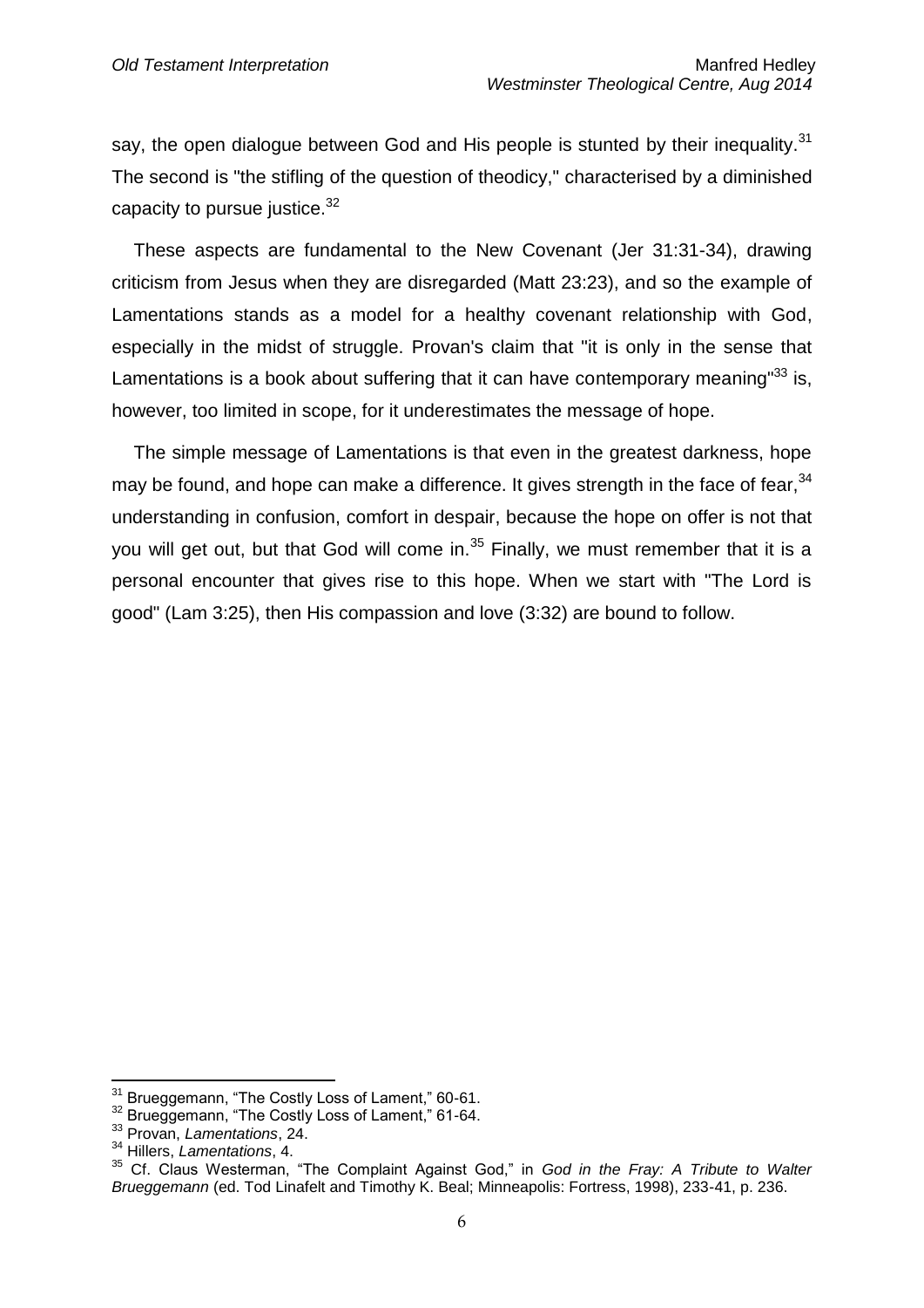say, the open dialogue between God and His people is stunted by their inequality.[31] The second is "the stifling of the question of theodicy," characterised by a diminished capacity to pursue justice.[32]

These aspects are fundamental to the New Covenant (Jer 31:31-34), drawing criticism from Jesus when they are disregarded (Matt 23:23), and so the example of Lamentations stands as a model for a healthy covenant relationship with God, especially in the midst of struggle. Provan's claim that "it is only in the sense that Lamentations is a book about suffering that it can have contemporary meaning"[33] is, however, too limited in scope, for it underestimates the message of hope.

The simple message of Lamentations is that even in the greatest darkness, hope may be found, and hope can make a difference. It gives strength in the face of fear,[34] understanding in confusion, comfort in despair, because the hope on offer is not that you will get out, but that God will come in.[35] Finally, we must remember that it is a personal encounter that gives rise to this hope. When we start with "The Lord is good" (Lam 3:25), then His compassion and love (3:32) are bound to follow.

---

[31] Brueggemann, "The Costly Loss of Lament," 60-61.

[32] Brueggemann, "The Costly Loss of Lament," 61-64.

[33] Provan, *Lamentations*, 24.

[34] Hillers, *Lamentations*, 4.

[35] Cf. Claus Westerman, "The Complaint Against God," in *God in the Fray: A Tribute to Walter Brueggemann* (ed. Tod Linafelt and Timothy K. Beal; Minneapolis: Fortress, 1998), 233-41, p. 236.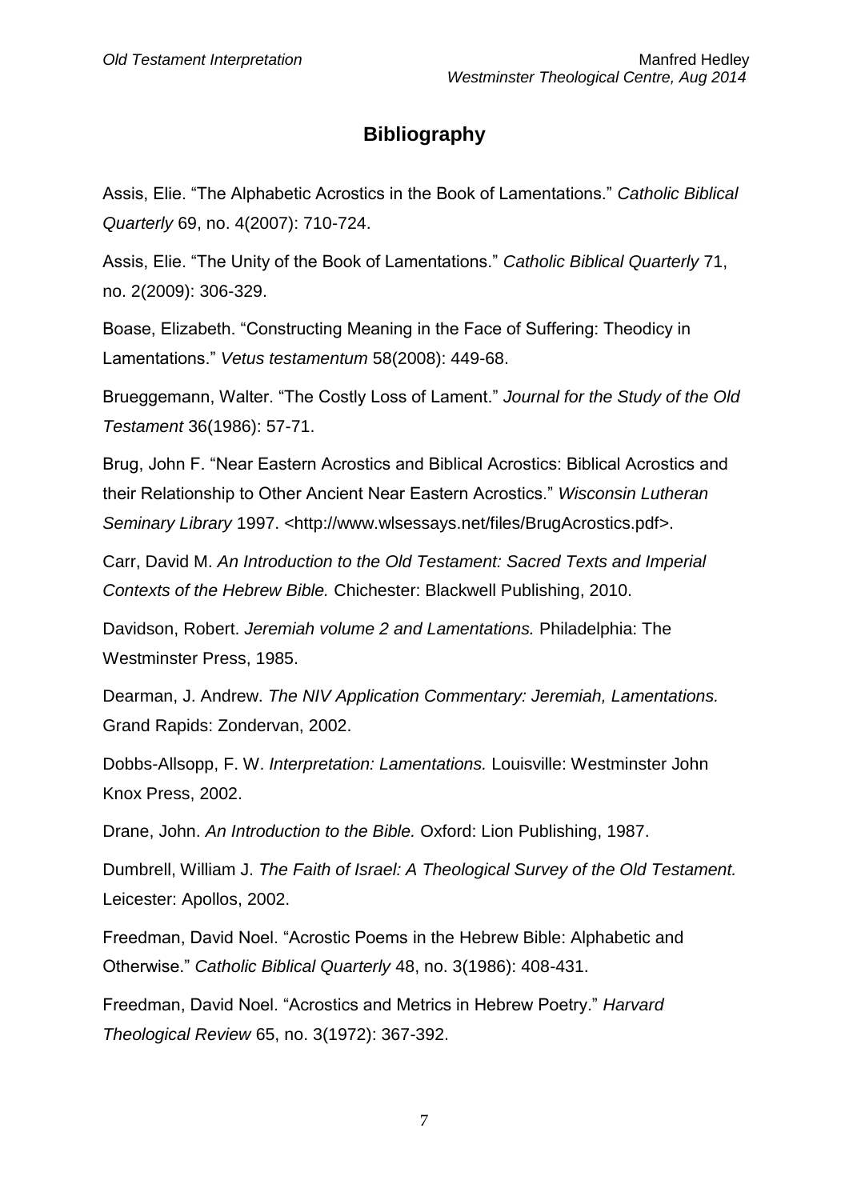## Bibliography

Assis, Elie. “The Alphabetic Acrostics in the Book of Lamentations.” *Catholic Biblical Quarterly* 69, no. 4(2007): 710-724.

Assis, Elie. “The Unity of the Book of Lamentations.” *Catholic Biblical Quarterly* 71, no. 2(2009): 306-329.

Boase, Elizabeth. “Constructing Meaning in the Face of Suffering: Theodicy in Lamentations.” *Vetus testamentum* 58(2008): 449-68.

Brueggemann, Walter. “The Costly Loss of Lament.” *Journal for the Study of the Old Testament* 36(1986): 57-71.

Brug, John F. “Near Eastern Acrostics and Biblical Acrostics: Biblical Acrostics and their Relationship to Other Ancient Near Eastern Acrostics.” *Wisconsin Lutheran Seminary Library* 1997. <http://www.wlsessays.net/files/BrugAcrostics.pdf>.

Carr, David M. *An Introduction to the Old Testament: Sacred Texts and Imperial Contexts of the Hebrew Bible.* Chichester: Blackwell Publishing, 2010.

Davidson, Robert. *Jeremiah volume 2 and Lamentations.* Philadelphia: The Westminster Press, 1985.

Dearman, J. Andrew. *The NIV Application Commentary: Jeremiah, Lamentations.* Grand Rapids: Zondervan, 2002.

Dobbs-Allsopp, F. W. *Interpretation: Lamentations.* Louisville: Westminster John Knox Press, 2002.

Drane, John. *An Introduction to the Bible.* Oxford: Lion Publishing, 1987.

Dumbrell, William J. *The Faith of Israel: A Theological Survey of the Old Testament.* Leicester: Apollos, 2002.

Freedman, David Noel. “Acrostic Poems in the Hebrew Bible: Alphabetic and Otherwise.” *Catholic Biblical Quarterly* 48, no. 3(1986): 408-431.

Freedman, David Noel. “Acrostics and Metrics in Hebrew Poetry.” *Harvard Theological Review* 65, no. 3(1972): 367-392.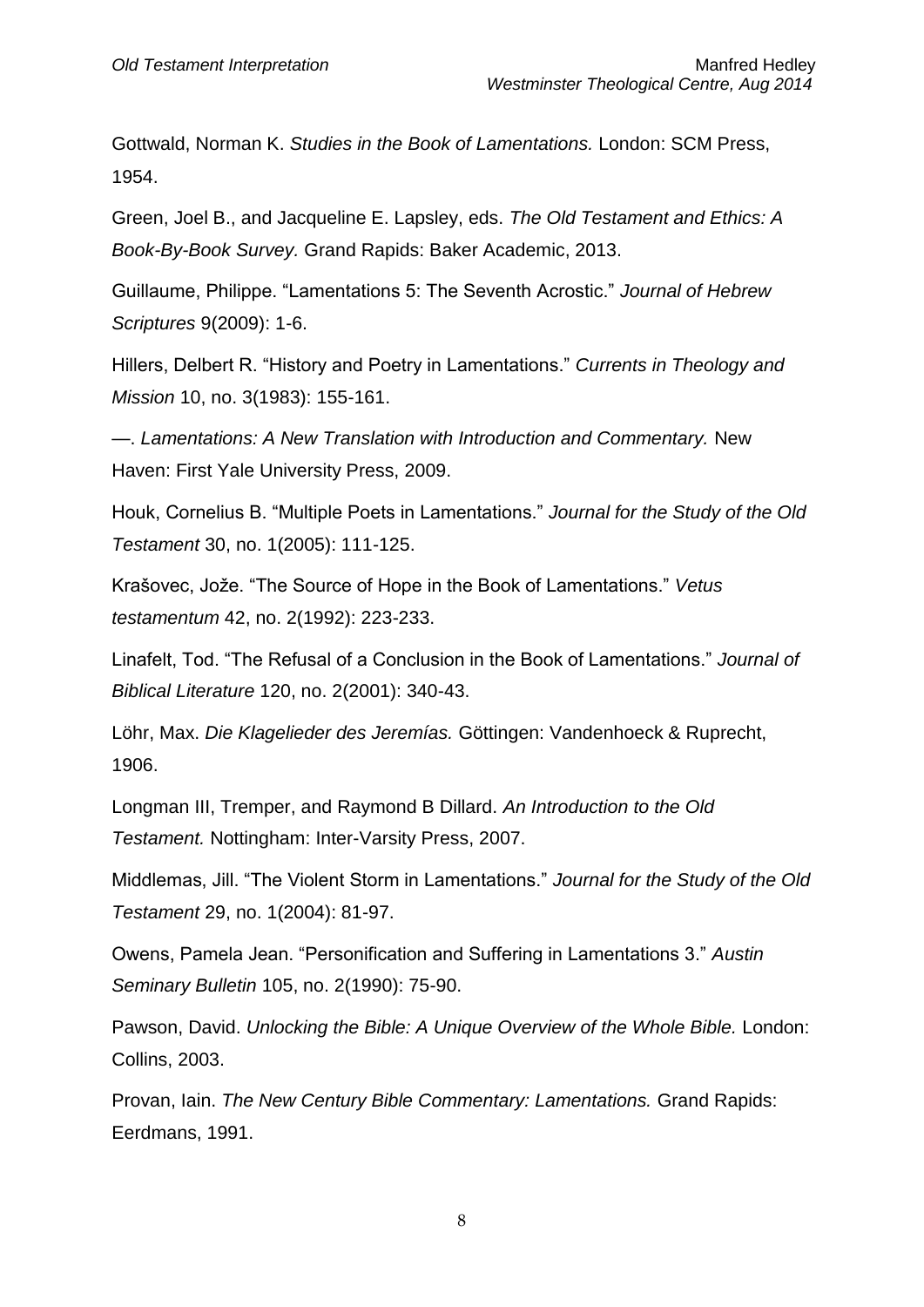Gottwald, Norman K. *Studies in the Book of Lamentations.* London: SCM Press, 1954.

Green, Joel B., and Jacqueline E. Lapsley, eds. *The Old Testament and Ethics: A Book-By-Book Survey.* Grand Rapids: Baker Academic, 2013.

Guillaume, Philippe. "Lamentations 5: The Seventh Acrostic." *Journal of Hebrew Scriptures* 9(2009): 1-6.

Hillers, Delbert R. "History and Poetry in Lamentations." *Currents in Theology and Mission* 10, no. 3(1983): 155-161.

—. *Lamentations: A New Translation with Introduction and Commentary.* New Haven: First Yale University Press, 2009.

Houk, Cornelius B. "Multiple Poets in Lamentations." *Journal for the Study of the Old Testament* 30, no. 1(2005): 111-125.

Krašovec, Jože. "The Source of Hope in the Book of Lamentations." *Vetus testamentum* 42, no. 2(1992): 223-233.

Linafelt, Tod. "The Refusal of a Conclusion in the Book of Lamentations." *Journal of Biblical Literature* 120, no. 2(2001): 340-43.

Löhr, Max. *Die Klagelieder des Jeremías.* Göttingen: Vandenhoeck & Ruprecht, 1906.

Longman III, Tremper, and Raymond B Dillard. *An Introduction to the Old Testament.* Nottingham: Inter-Varsity Press, 2007.

Middlemas, Jill. "The Violent Storm in Lamentations." *Journal for the Study of the Old Testament* 29, no. 1(2004): 81-97.

Owens, Pamela Jean. "Personification and Suffering in Lamentations 3." *Austin Seminary Bulletin* 105, no. 2(1990): 75-90.

Pawson, David. *Unlocking the Bible: A Unique Overview of the Whole Bible.* London: Collins, 2003.

Provan, Iain. *The New Century Bible Commentary: Lamentations.* Grand Rapids: Eerdmans, 1991.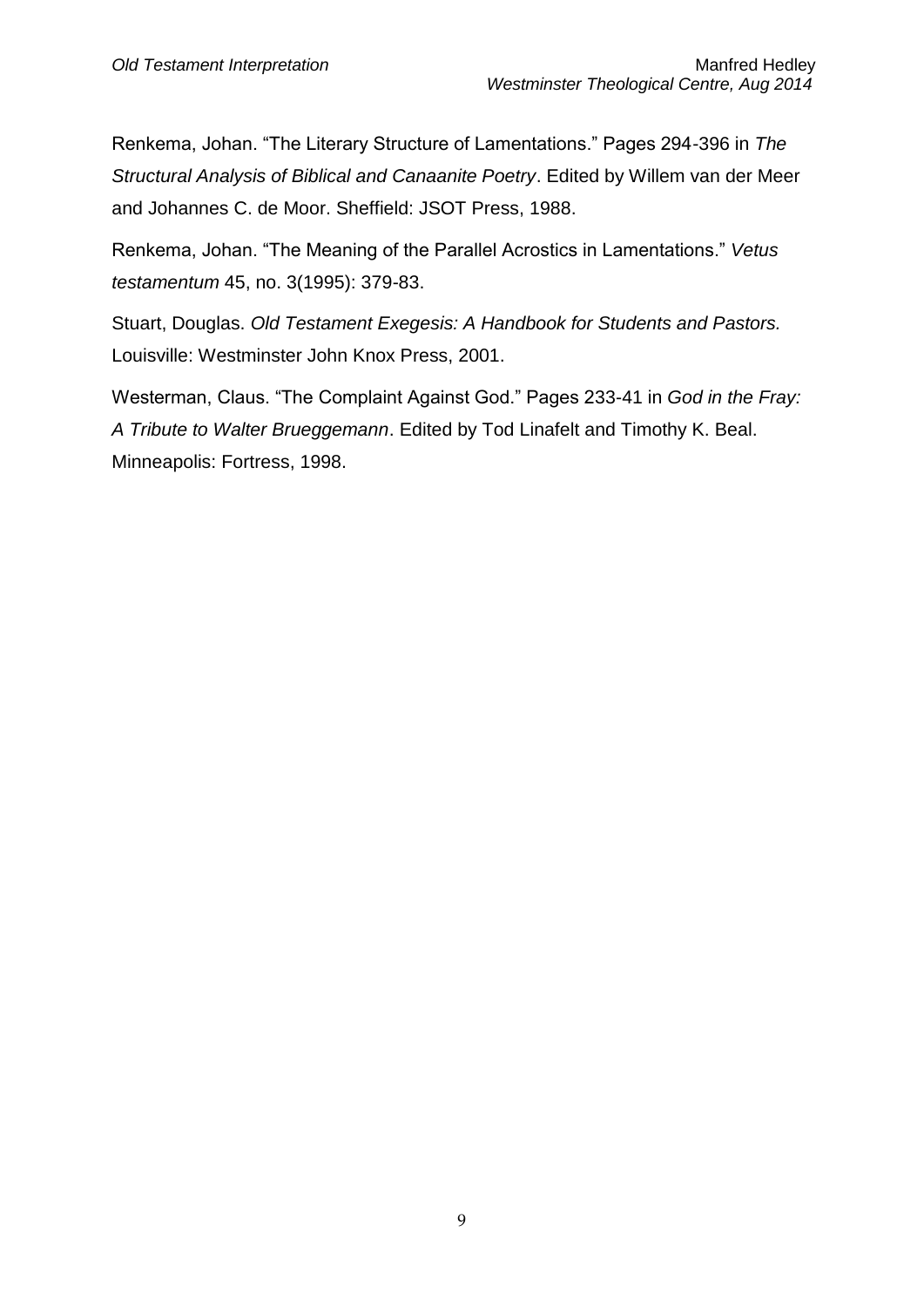Renkema, Johan. "The Literary Structure of Lamentations." Pages 294-396 in *The Structural Analysis of Biblical and Canaanite Poetry*. Edited by Willem van der Meer and Johannes C. de Moor. Sheffield: JSOT Press, 1988.

Renkema, Johan. "The Meaning of the Parallel Acrostics in Lamentations." *Vetus testamentum* 45, no. 3(1995): 379-83.

Stuart, Douglas. *Old Testament Exegesis: A Handbook for Students and Pastors.* Louisville: Westminster John Knox Press, 2001.

Westerman, Claus. "The Complaint Against God." Pages 233-41 in *God in the Fray: A Tribute to Walter Brueggemann*. Edited by Tod Linafelt and Timothy K. Beal. Minneapolis: Fortress, 1998.